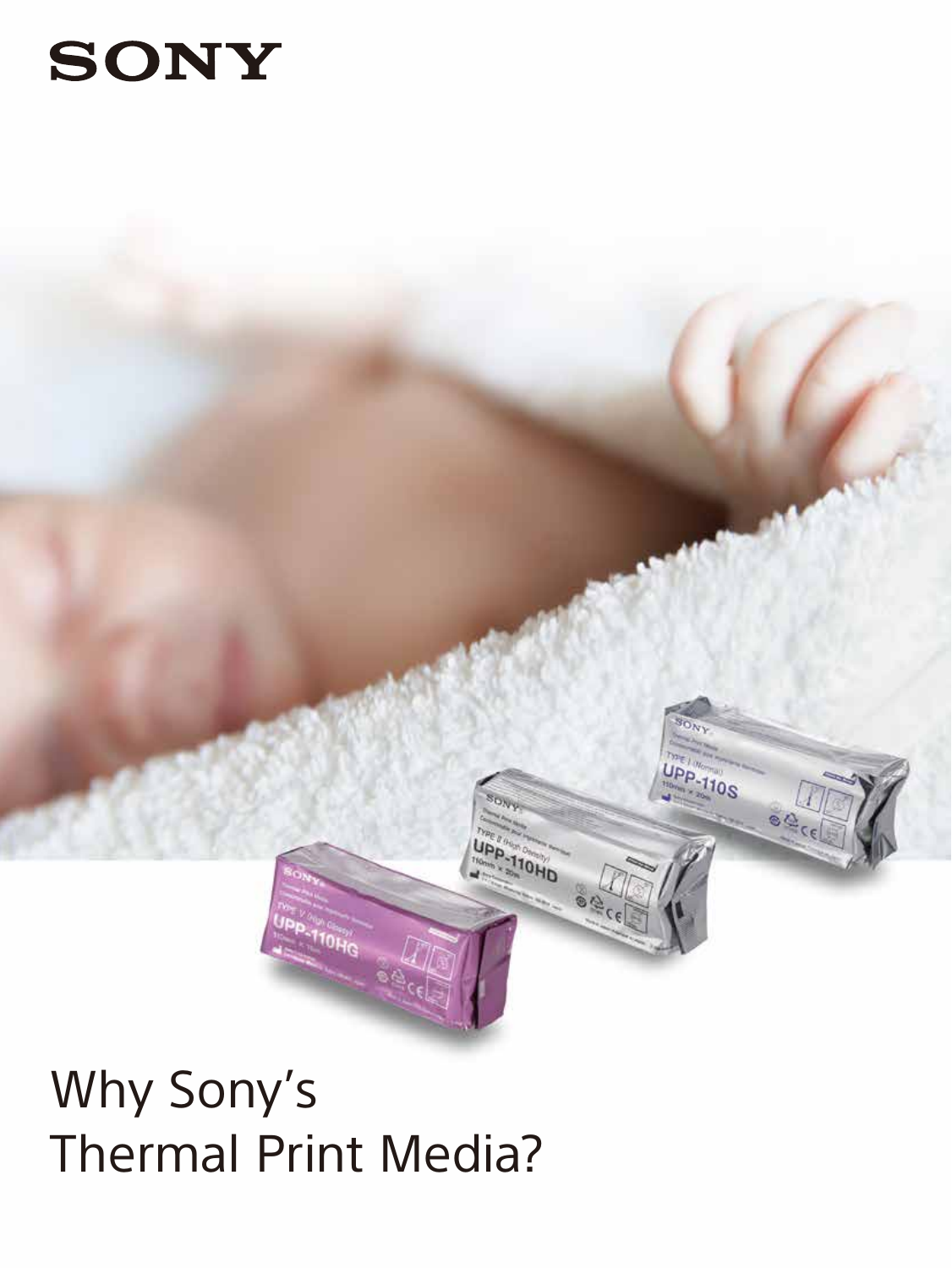SONY

# Why Sony's Thermal Print Media?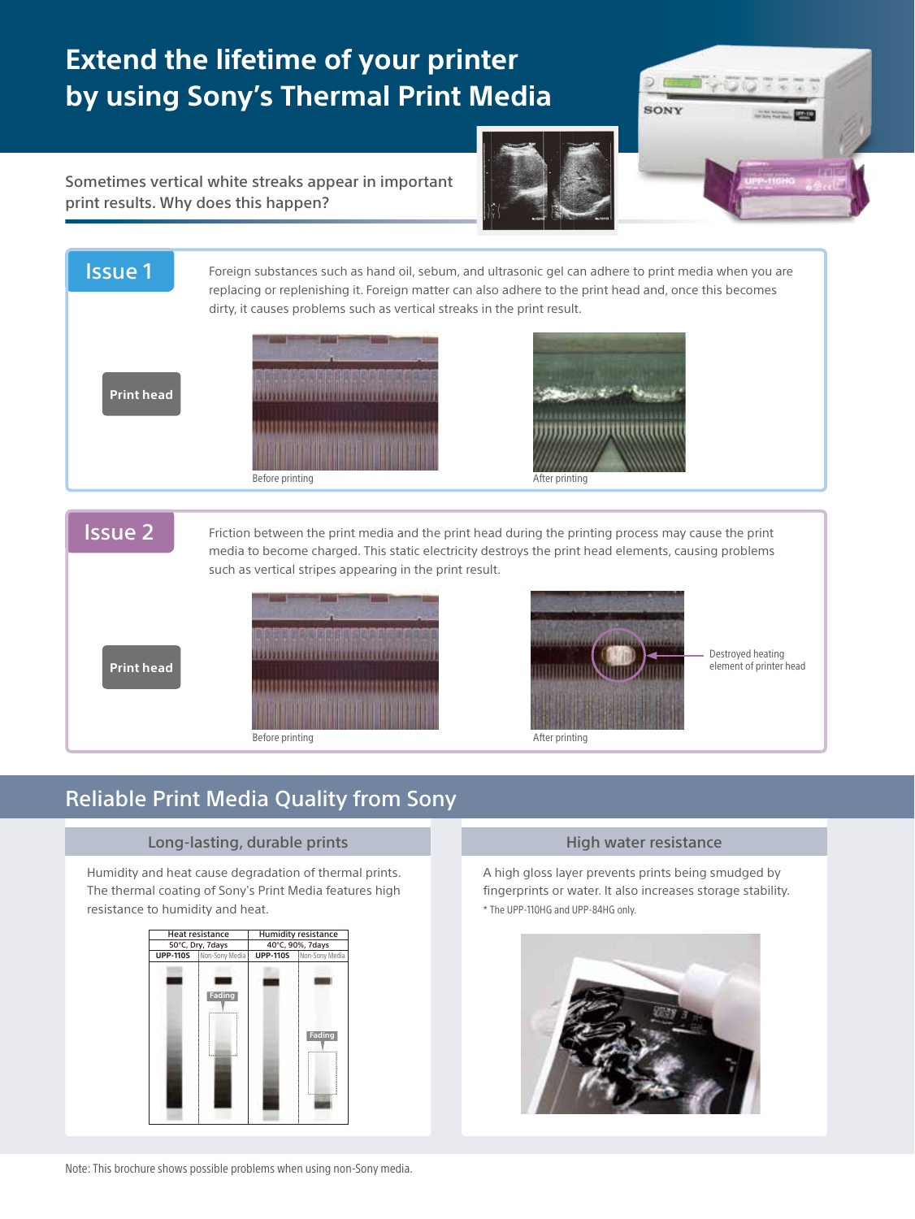# Extend the lifetime of your printer by using Sony's Thermal Print Media

Sometimes vertical white streaks appear in important print results. Why does this happen?

## Issue 1

Foreign substances such as hand oil, sebum, and ultrasonic gel can adhere to print media when you are replacing or replenishing it. Foreign matter can also adhere to the print head and, once this becomes dirty, it causes problems such as vertical streaks in the print result.

**Print head**

Before printing

After printing

## Issue 2

Friction between the print media and the print head during the printing process may cause the print media to become charged. This static electricity destroys the print head elements, causing problems such as vertical stripes appearing in the print result.

**Print head**

Before printing

After printing

Destroyed heating element of printer head

## Reliable Print Media Quality from Sony

### Long-lasting, durable prints

Humidity and heat cause degradation of thermal prints. The thermal coating of Sony's Print Media features high resistance to humidity and heat.

| Heat resistance | | Humidity resistance | |
|---|---|---|---|
| 50°C, Dry, 7days | | 40°C, 90%, 7days | |
| UPP-110S | Non-Sony Media | UPP-110S | Non-Sony Media |
| | Fading | | Fading |

### High water resistance

A high gloss layer prevents prints being smudged by fingerprints or water. It also increases storage stability.

* The UPP-110HG and UPP-84HG only.

Note: This brochure shows possible problems when using non-Sony media.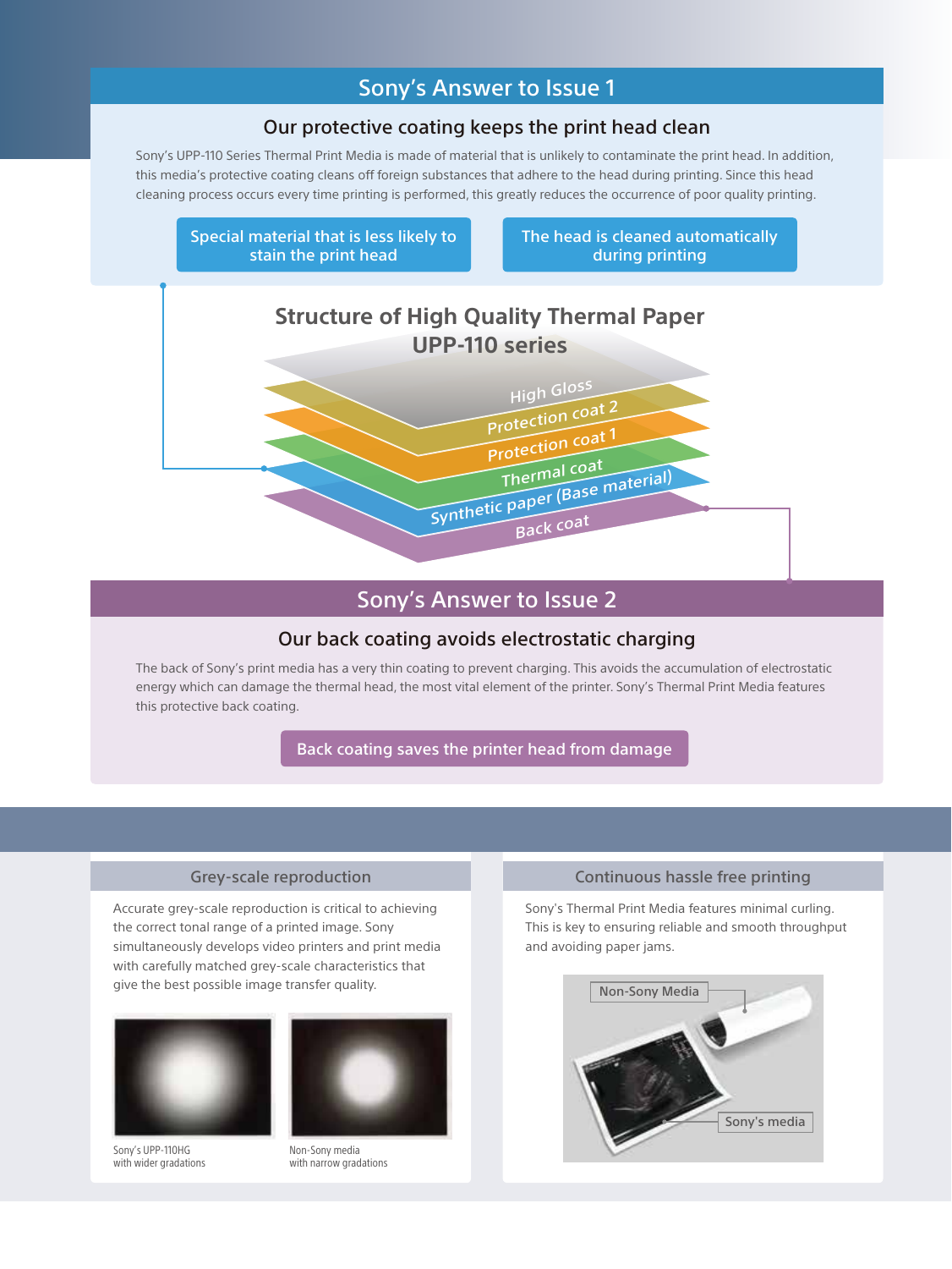## Sony's Answer to Issue 1

### Our protective coating keeps the print head clean

Sony's UPP-110 Series Thermal Print Media is made of material that is unlikely to contaminate the print head. In addition, this media's protective coating cleans off foreign substances that adhere to the head during printing. Since this head cleaning process occurs every time printing is performed, this greatly reduces the occurrence of poor quality printing.

**Special material that is less likely to stain the print head**

**The head is cleaned automatically during printing**

### Structure of High Quality Thermal Paper UPP-110 series

- High Gloss
- Protection coat 2
- Protection coat 1
- Thermal coat
- Synthetic paper (Base material)
- Back coat

## Sony's Answer to Issue 2

### Our back coating avoids electrostatic charging

The back of Sony's print media has a very thin coating to prevent charging. This avoids the accumulation of electrostatic energy which can damage the thermal head, the most vital element of the printer. Sony's Thermal Print Media features this protective back coating.

**Back coating saves the printer head from damage**

### Grey-scale reproduction

Accurate grey-scale reproduction is critical to achieving the correct tonal range of a printed image. Sony simultaneously develops video printers and print media with carefully matched grey-scale characteristics that give the best possible image transfer quality.

Sony's UPP-110HG with wider gradations

Non-Sony media with narrow gradations

### Continuous hassle free printing

Sony's Thermal Print Media features minimal curling. This is key to ensuring reliable and smooth throughput and avoiding paper jams.

Non-Sony Media

Sony's media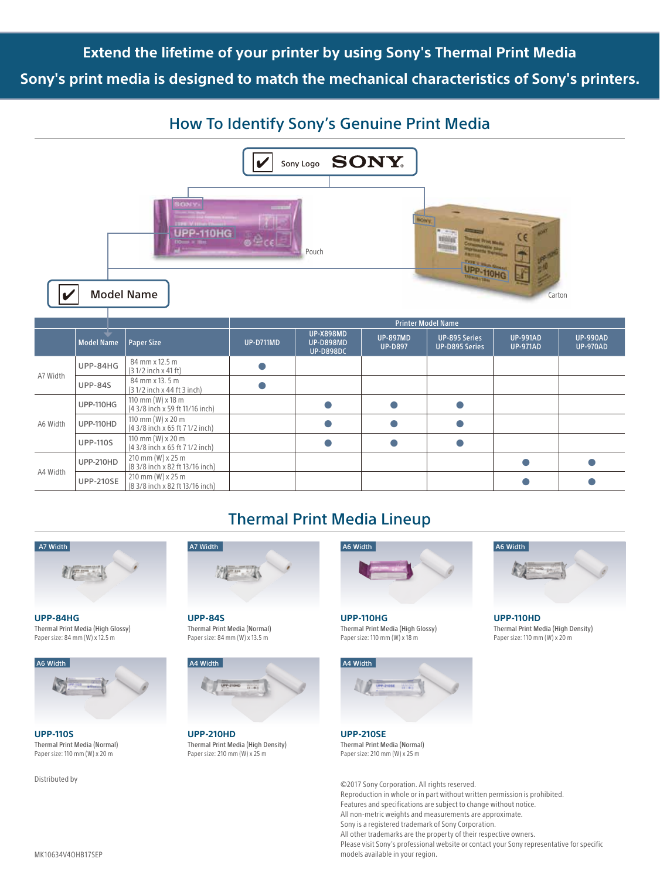**Extend the lifetime of your printer by using Sony's Thermal Print Media**

**Sony's print media is designed to match the mechanical characteristics of Sony's printers.**

## How To Identify Sony's Genuine Print Media

✔ Sony Logo SONY

Pouch

Carton

✔ Model Name

| | Model Name | Paper Size | Printer Model Name | | | | | |
|---|---|---|---|---|---|---|---|---|
| | | | UP-D711MD | UP-X898MD UP-D898MD UP-D898DC | UP-897MD UP-D897 | UP-895 Series UP-D895 Series | UP-991AD UP-971AD | UP-990AD UP-970AD |
| A7 Width | UPP-84HG | 84 mm x 12.5 m (3 1/2 inch x 41 ft) | ● | | | | | |
| | UPP-84S | 84 mm x 13. 5 m (3 1/2 inch x 44 ft 3 inch) | ● | | | | | |
| A6 Width | UPP-110HG | 110 mm (W) x 18 m (4 3/8 inch x 59 ft 11/16 inch) | | ● | ● | ● | | |
| | UPP-110HD | 110 mm (W) x 20 m (4 3/8 inch x 65 ft 7 1/2 inch) | | ● | ● | ● | | |
| | UPP-110S | 110 mm (W) x 20 m (4 3/8 inch x 65 ft 7 1/2 inch) | | ● | ● | ● | | |
| A4 Width | UPP-210HD | 210 mm (W) x 25 m (8 3/8 inch x 82 ft 13/16 inch) | | | | | ● | ● |
| | UPP-210SE | 210 mm (W) x 25 m (8 3/8 inch x 82 ft 13/16 inch) | | | | | ● | ● |

## Thermal Print Media Lineup

A7 Width

**UPP-84HG**
Thermal Print Media (High Glossy)
Paper size: 84 mm (W) x 12.5 m

A7 Width

**UPP-84S**
Thermal Print Media (Normal)
Paper size: 84 mm (W) x 13.5 m

A6 Width

**UPP-110HG**
Thermal Print Media (High Glossy)
Paper size: 110 mm (W) x 18 m

A6 Width

**UPP-110HD**
Thermal Print Media (High Density)
Paper size: 110 mm (W) x 20 m

A6 Width

**UPP-110S**
Thermal Print Media (Normal)
Paper size: 110 mm (W) x 20 m

A4 Width

**UPP-210HD**
Thermal Print Media (High Density)
Paper size: 210 mm (W) x 25 m

A4 Width

**UPP-210SE**
Thermal Print Media (Normal)
Paper size: 210 mm (W) x 25 m

Distributed by

©2017 Sony Corporation. All rights reserved.
Reproduction in whole or in part without written permission is prohibited.
Features and specifications are subject to change without notice.
All non-metric weights and measurements are approximate.
Sony is a registered trademark of Sony Corporation.
All other trademarks are the property of their respective owners.
Please visit Sony's professional website or contact your Sony representative for specific models available in your region.

MK10634V4OHB17SEP